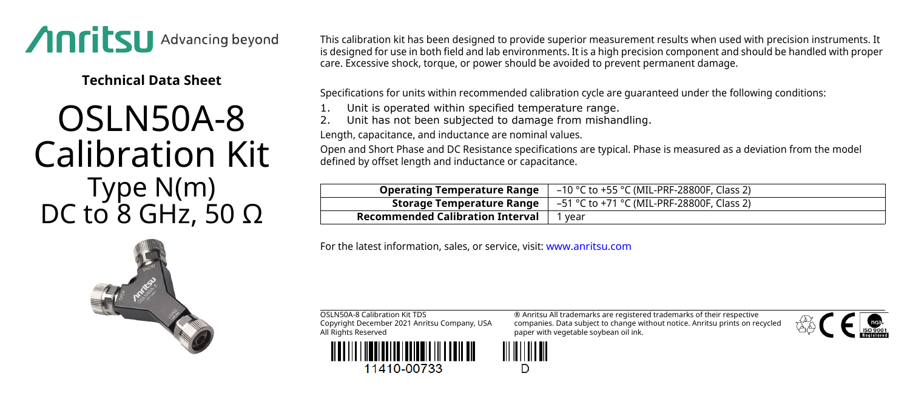Anritsu Advancing beyond

**Technical Data Sheet**

# OSLN50A-8 Calibration Kit

## Type N(m) DC to 8 GHz, 50 Ω

This calibration kit has been designed to provide superior measurement results when used with precision instruments. It is designed for use in both field and lab environments. It is a high precision component and should be handled with proper care. Excessive shock, torque, or power should be avoided to prevent permanent damage.

Specifications for units within recommended calibration cycle are guaranteed under the following conditions:

1. Unit is operated within specified temperature range.
2. Unit has not been subjected to damage from mishandling.

Length, capacitance, and inductance are nominal values.

Open and Short Phase and DC Resistance specifications are typical. Phase is measured as a deviation from the model defined by offset length and inductance or capacitance.

| | |
|---|---|
| **Operating Temperature Range** | –10 °C to +55 °C (MIL-PRF-28800F, Class 2) |
| **Storage Temperature Range** | –51 °C to +71 °C (MIL-PRF-28800F, Class 2) |
| **Recommended Calibration Interval** | 1 year |

For the latest information, sales, or service, visit: www.anritsu.com

OSLN50A-8 Calibration Kit TDS
Copyright December 2021 Anritsu Company, USA
All Rights Reserved

® Anritsu All trademarks are registered trademarks of their respective companies. Data subject to change without notice. Anritsu prints on recycled paper with vegetable soybean oil ink.

11410-00733

D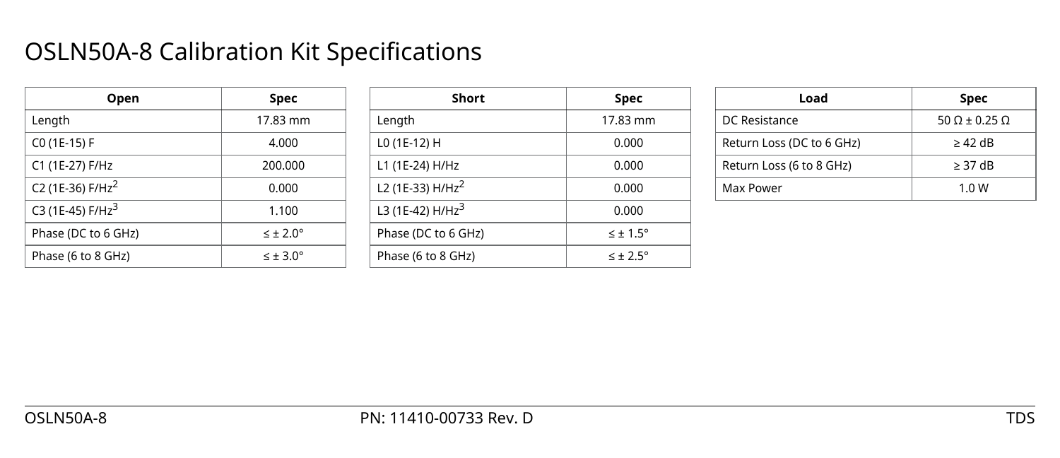# OSLN50A-8 Calibration Kit Specifications

| Open | Spec |
|---|---|
| Length | 17.83 mm |
| C0 (1E-15) F | 4.000 |
| C1 (1E-27) F/Hz | 200.000 |
| C2 (1E-36) F/Hz$^2$ | 0.000 |
| C3 (1E-45) F/Hz$^3$ | 1.100 |
| Phase (DC to 6 GHz) | ≤ ± 2.0° |
| Phase (6 to 8 GHz) | ≤ ± 3.0° |

| Short | Spec |
|---|---|
| Length | 17.83 mm |
| L0 (1E-12) H | 0.000 |
| L1 (1E-24) H/Hz | 0.000 |
| L2 (1E-33) H/Hz$^2$ | 0.000 |
| L3 (1E-42) H/Hz$^3$ | 0.000 |
| Phase (DC to 6 GHz) | ≤ ± 1.5° |
| Phase (6 to 8 GHz) | ≤ ± 2.5° |

| Load | Spec |
|---|---|
| DC Resistance | 50 Ω ± 0.25 Ω |
| Return Loss (DC to 6 GHz) | ≥ 42 dB |
| Return Loss (6 to 8 GHz) | ≥ 37 dB |
| Max Power | 1.0 W |